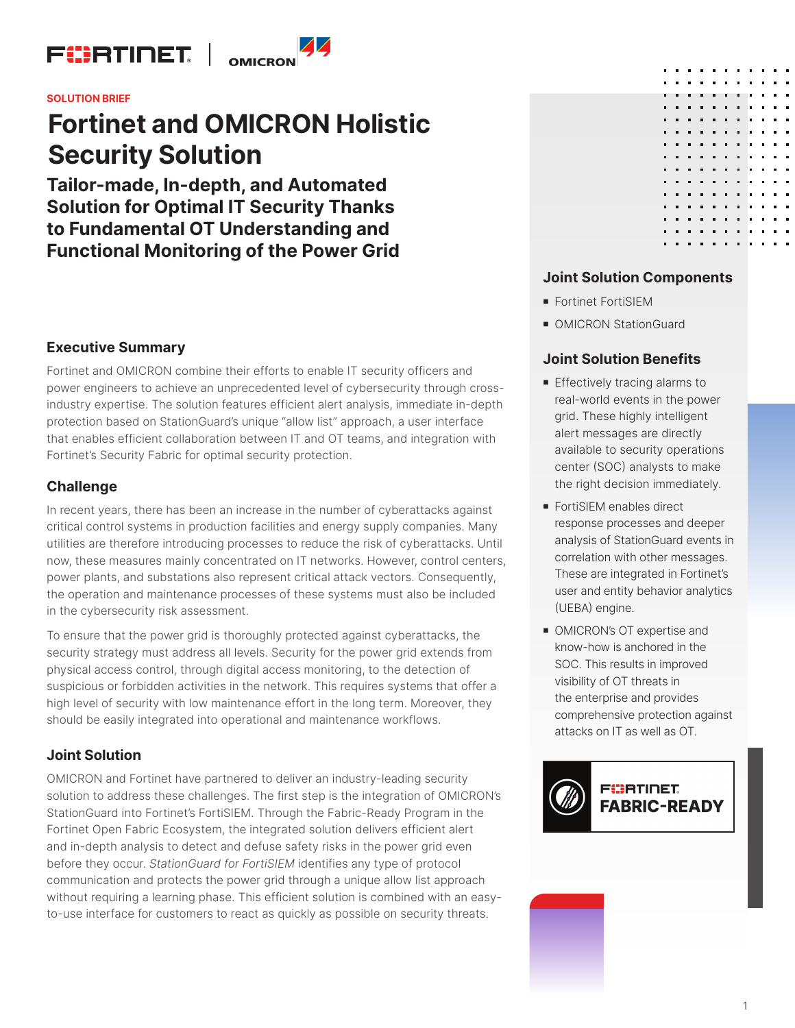SOLUTION BRIEF

# Fortinet and OMICRON Holistic Security Solution

## Tailor-made, In-depth, and Automated Solution for Optimal IT Security Thanks to Fundamental OT Understanding and Functional Monitoring of the Power Grid

### Executive Summary

Fortinet and OMICRON combine their efforts to enable IT security officers and power engineers to achieve an unprecedented level of cybersecurity through cross-industry expertise. The solution features efficient alert analysis, immediate in-depth protection based on StationGuard's unique "allow list" approach, a user interface that enables efficient collaboration between IT and OT teams, and integration with Fortinet's Security Fabric for optimal security protection.

### Challenge

In recent years, there has been an increase in the number of cyberattacks against critical control systems in production facilities and energy supply companies. Many utilities are therefore introducing processes to reduce the risk of cyberattacks. Until now, these measures mainly concentrated on IT networks. However, control centers, power plants, and substations also represent critical attack vectors. Consequently, the operation and maintenance processes of these systems must also be included in the cybersecurity risk assessment.

To ensure that the power grid is thoroughly protected against cyberattacks, the security strategy must address all levels. Security for the power grid extends from physical access control, through digital access monitoring, to the detection of suspicious or forbidden activities in the network. This requires systems that offer a high level of security with low maintenance effort in the long term. Moreover, they should be easily integrated into operational and maintenance workflows.

### Joint Solution

OMICRON and Fortinet have partnered to deliver an industry-leading security solution to address these challenges. The first step is the integration of OMICRON's StationGuard into Fortinet's FortiSIEM. Through the Fabric-Ready Program in the Fortinet Open Fabric Ecosystem, the integrated solution delivers efficient alert and in-depth analysis to detect and defuse safety risks in the power grid even before they occur. *StationGuard for FortiSIEM* identifies any type of protocol communication and protects the power grid through a unique allow list approach without requiring a learning phase. This efficient solution is combined with an easy-to-use interface for customers to react as quickly as possible on security threats.

### Joint Solution Components

- Fortinet FortiSIEM
- OMICRON StationGuard

### Joint Solution Benefits

- Effectively tracing alarms to real-world events in the power grid. These highly intelligent alert messages are directly available to security operations center (SOC) analysts to make the right decision immediately.
- FortiSIEM enables direct response processes and deeper analysis of StationGuard events in correlation with other messages. These are integrated in Fortinet's user and entity behavior analytics (UEBA) engine.
- OMICRON's OT expertise and know-how is anchored in the SOC. This results in improved visibility of OT threats in the enterprise and provides comprehensive protection against attacks on IT as well as OT.

FORTINET FABRIC-READY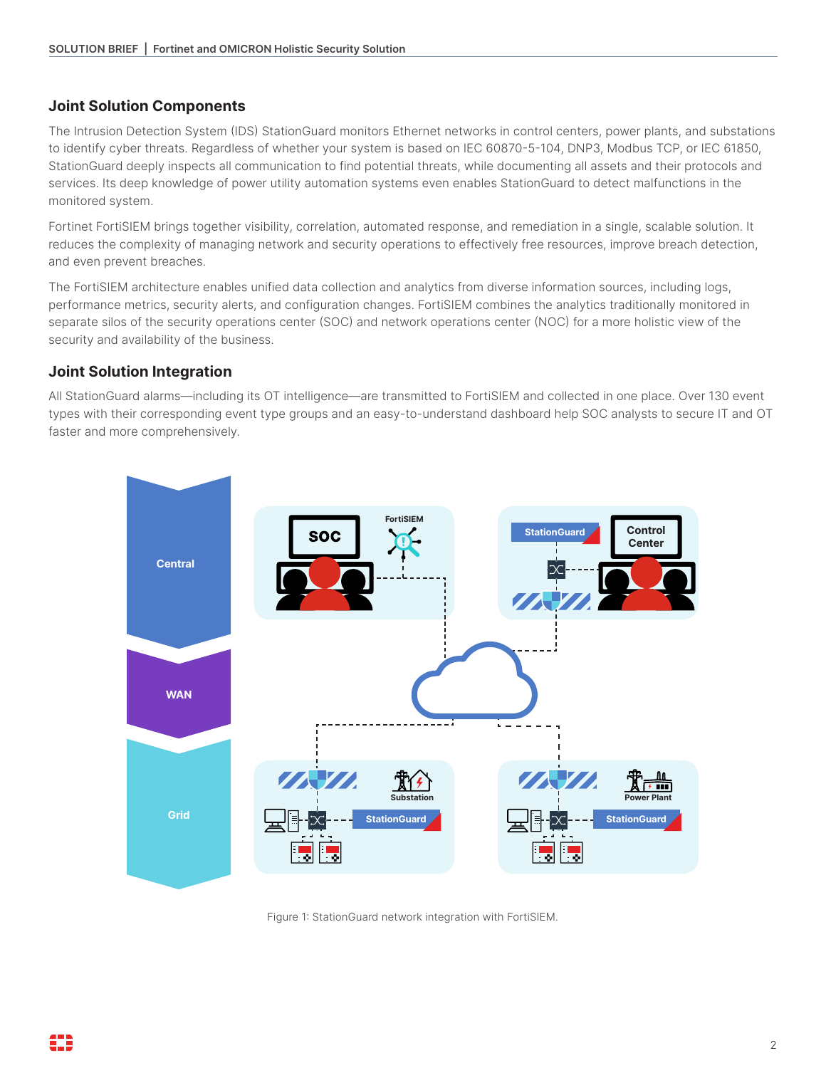## Joint Solution Components

The Intrusion Detection System (IDS) StationGuard monitors Ethernet networks in control centers, power plants, and substations to identify cyber threats. Regardless of whether your system is based on IEC 60870-5-104, DNP3, Modbus TCP, or IEC 61850, StationGuard deeply inspects all communication to find potential threats, while documenting all assets and their protocols and services. Its deep knowledge of power utility automation systems even enables StationGuard to detect malfunctions in the monitored system.

Fortinet FortiSIEM brings together visibility, correlation, automated response, and remediation in a single, scalable solution. It reduces the complexity of managing network and security operations to effectively free resources, improve breach detection, and even prevent breaches.

The FortiSIEM architecture enables unified data collection and analytics from diverse information sources, including logs, performance metrics, security alerts, and configuration changes. FortiSIEM combines the analytics traditionally monitored in separate silos of the security operations center (SOC) and network operations center (NOC) for a more holistic view of the security and availability of the business.

## Joint Solution Integration

All StationGuard alarms—including its OT intelligence—are transmitted to FortiSIEM and collected in one place. Over 130 event types with their corresponding event type groups and an easy-to-understand dashboard help SOC analysts to secure IT and OT faster and more comprehensively.

Figure 1: StationGuard network integration with FortiSIEM.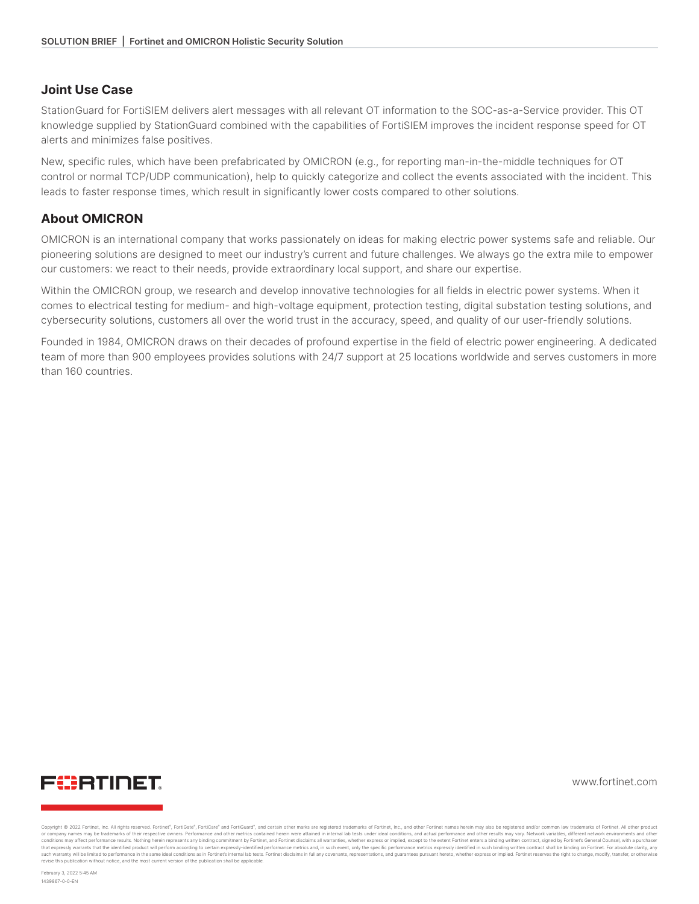## Joint Use Case

StationGuard for FortiSIEM delivers alert messages with all relevant OT information to the SOC-as-a-Service provider. This OT knowledge supplied by StationGuard combined with the capabilities of FortiSIEM improves the incident response speed for OT alerts and minimizes false positives.

New, specific rules, which have been prefabricated by OMICRON (e.g., for reporting man-in-the-middle techniques for OT control or normal TCP/UDP communication), help to quickly categorize and collect the events associated with the incident. This leads to faster response times, which result in significantly lower costs compared to other solutions.

## About OMICRON

OMICRON is an international company that works passionately on ideas for making electric power systems safe and reliable. Our pioneering solutions are designed to meet our industry's current and future challenges. We always go the extra mile to empower our customers: we react to their needs, provide extraordinary local support, and share our expertise.

Within the OMICRON group, we research and develop innovative technologies for all fields in electric power systems. When it comes to electrical testing for medium- and high-voltage equipment, protection testing, digital substation testing solutions, and cybersecurity solutions, customers all over the world trust in the accuracy, speed, and quality of our user-friendly solutions.

Founded in 1984, OMICRON draws on their decades of profound expertise in the field of electric power engineering. A dedicated team of more than 900 employees provides solutions with 24/7 support at 25 locations worldwide and serves customers in more than 160 countries.

FORTINET

www.fortinet.com

Copyright © 2022 Fortinet, Inc. All rights reserved. Fortinet®, FortiGate®, FortiCare® and FortiGuard®, and certain other marks are registered trademarks of Fortinet, Inc., and other Fortinet names herein may also be registered and/or common law trademarks of Fortinet. All other product or company names may be trademarks of their respective owners. Performance and other metrics contained herein were attained in internal lab tests under ideal conditions, and actual performance and other results may vary. Network variables, different network environments and other conditions may affect performance results. Nothing herein represents any binding commitment by Fortinet, and Fortinet disclaims all warranties, whether express or implied, except to the extent Fortinet enters a binding written contract, signed by Fortinet's General Counsel, with a purchaser that expressly warrants that the identified product will perform according to certain expressly-identified performance metrics and, in such event, only the specific performance metrics expressly identified in such binding written contract shall be binding on Fortinet. For absolute clarity, any such warranty will be limited to performance in the same ideal conditions as in Fortinet's internal lab tests. Fortinet disclaims in full any covenants, representations, and guarantees pursuant hereto, whether express or implied. Fortinet reserves the right to change, modify, transfer, or otherwise revise this publication without notice, and the most current version of the publication shall be applicable.

February 3, 2022 5:45 AM
1439867-0-0-EN